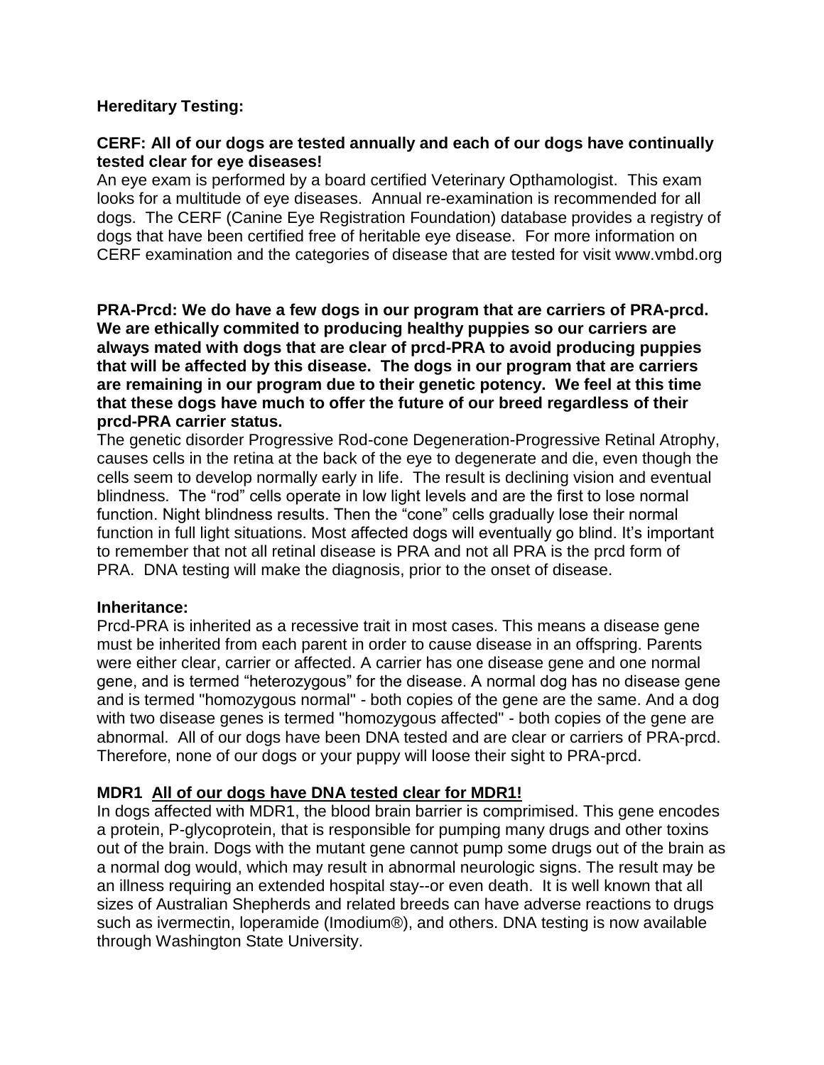**Hereditary Testing:**

**CERF: All of our dogs are tested annually and each of our dogs have continually tested clear for eye diseases!**

An eye exam is performed by a board certified Veterinary Opthamologist. This exam looks for a multitude of eye diseases. Annual re-examination is recommended for all dogs. The CERF (Canine Eye Registration Foundation) database provides a registry of dogs that have been certified free of heritable eye disease. For more information on CERF examination and the categories of disease that are tested for visit www.vmbd.org

**PRA-Prcd: We do have a few dogs in our program that are carriers of PRA-prcd. We are ethically commited to producing healthy puppies so our carriers are always mated with dogs that are clear of prcd-PRA to avoid producing puppies that will be affected by this disease. The dogs in our program that are carriers are remaining in our program due to their genetic potency. We feel at this time that these dogs have much to offer the future of our breed regardless of their prcd-PRA carrier status.**

The genetic disorder Progressive Rod-cone Degeneration-Progressive Retinal Atrophy, causes cells in the retina at the back of the eye to degenerate and die, even though the cells seem to develop normally early in life. The result is declining vision and eventual blindness. The "rod" cells operate in low light levels and are the first to lose normal function. Night blindness results. Then the "cone" cells gradually lose their normal function in full light situations. Most affected dogs will eventually go blind. It's important to remember that not all retinal disease is PRA and not all PRA is the prcd form of PRA. DNA testing will make the diagnosis, prior to the onset of disease.

**Inheritance:**

Prcd-PRA is inherited as a recessive trait in most cases. This means a disease gene must be inherited from each parent in order to cause disease in an offspring. Parents were either clear, carrier or affected. A carrier has one disease gene and one normal gene, and is termed "heterozygous" for the disease. A normal dog has no disease gene and is termed "homozygous normal" - both copies of the gene are the same. And a dog with two disease genes is termed "homozygous affected" - both copies of the gene are abnormal. All of our dogs have been DNA tested and are clear or carriers of PRA-prcd. Therefore, none of our dogs or your puppy will loose their sight to PRA-prcd.

**MDR1** **<u>All of our dogs have DNA tested clear for MDR1!</u>**

In dogs affected with MDR1, the blood brain barrier is comprimised. This gene encodes a protein, P-glycoprotein, that is responsible for pumping many drugs and other toxins out of the brain. Dogs with the mutant gene cannot pump some drugs out of the brain as a normal dog would, which may result in abnormal neurologic signs. The result may be an illness requiring an extended hospital stay--or even death. It is well known that all sizes of Australian Shepherds and related breeds can have adverse reactions to drugs such as ivermectin, loperamide (Imodium®), and others. DNA testing is now available through Washington State University.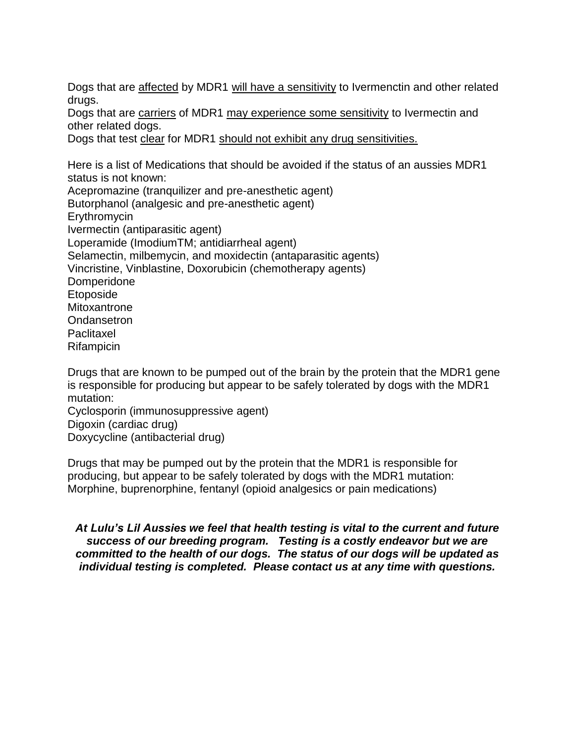Dogs that are <u>affected</u> by MDR1 <u>will have a sensitivity</u> to Ivermenctin and other related drugs.
Dogs that are <u>carriers</u> of MDR1 <u>may experience some sensitivity</u> to Ivermectin and other related dogs.
Dogs that test <u>clear</u> for MDR1 <u>should not exhibit any drug sensitivities.</u>

Here is a list of Medications that should be avoided if the status of an aussies MDR1 status is not known:
Acepromazine (tranquilizer and pre-anesthetic agent)
Butorphanol (analgesic and pre-anesthetic agent)
Erythromycin
Ivermectin (antiparasitic agent)
Loperamide (ImodiumTM; antidiarrheal agent)
Selamectin, milbemycin, and moxidectin (antaparasitic agents)
Vincristine, Vinblastine, Doxorubicin (chemotherapy agents)
Domperidone
Etoposide
Mitoxantrone
Ondansetron
Paclitaxel
Rifampicin

Drugs that are known to be pumped out of the brain by the protein that the MDR1 gene is responsible for producing but appear to be safely tolerated by dogs with the MDR1 mutation:
Cyclosporin (immunosuppressive agent)
Digoxin (cardiac drug)
Doxycycline (antibacterial drug)

Drugs that may be pumped out by the protein that the MDR1 is responsible for producing, but appear to be safely tolerated by dogs with the MDR1 mutation:
Morphine, buprenorphine, fentanyl (opioid analgesics or pain medications)

***At Lulu's Lil Aussies we feel that health testing is vital to the current and future success of our breeding program. Testing is a costly endeavor but we are committed to the health of our dogs. The status of our dogs will be updated as individual testing is completed. Please contact us at any time with questions.***